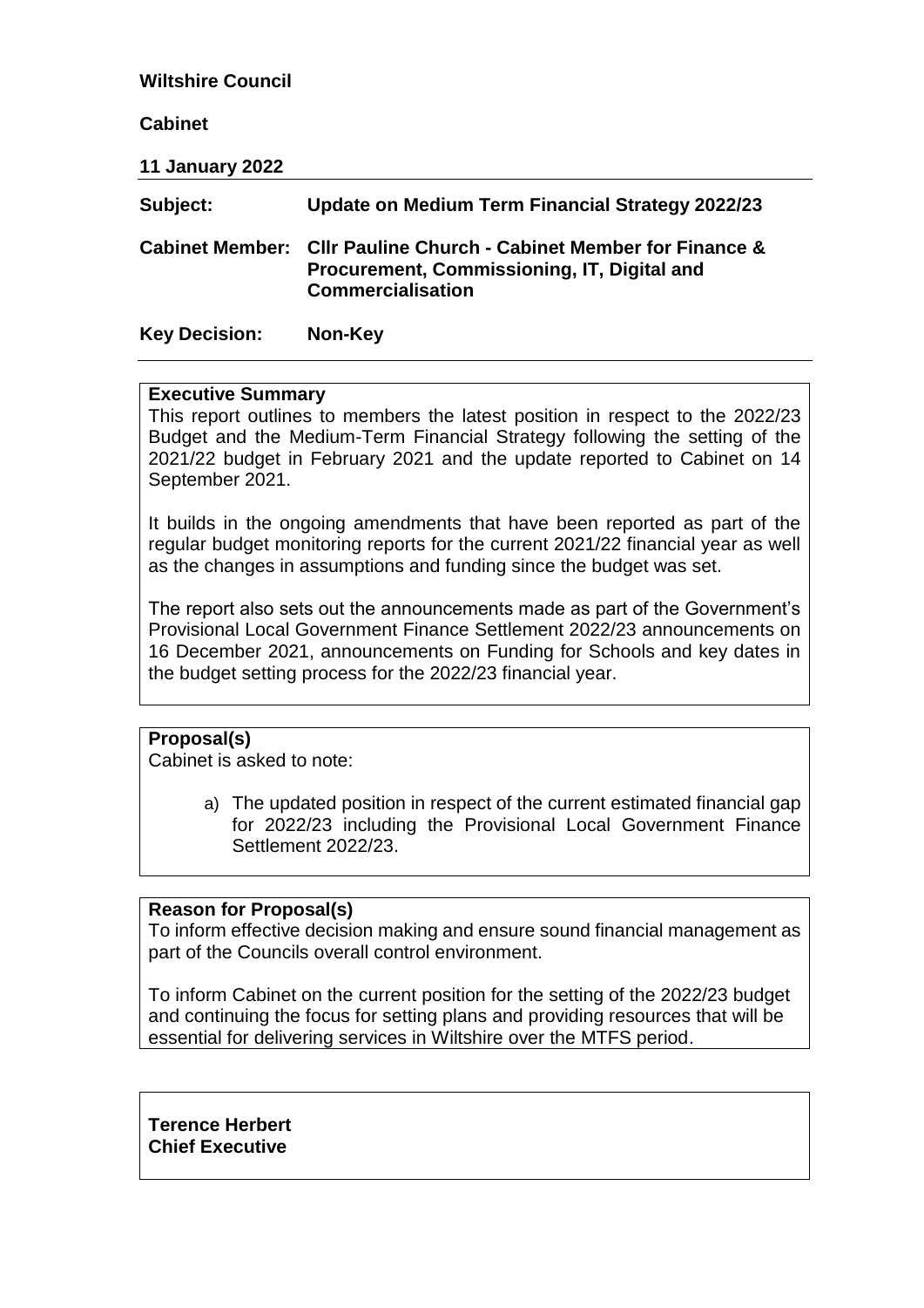**Wiltshire Council**

**Cabinet**

**11 January 2022**

| | |
|---|---|
| **Subject:** | **Update on Medium Term Financial Strategy 2022/23** |
| **Cabinet Member:** | **Cllr Pauline Church - Cabinet Member for Finance & Procurement, Commissioning, IT, Digital and Commercialisation** |
| **Key Decision:** | **Non-Key** |

**Executive Summary**

This report outlines to members the latest position in respect to the 2022/23 Budget and the Medium-Term Financial Strategy following the setting of the 2021/22 budget in February 2021 and the update reported to Cabinet on 14 September 2021.

It builds in the ongoing amendments that have been reported as part of the regular budget monitoring reports for the current 2021/22 financial year as well as the changes in assumptions and funding since the budget was set.

The report also sets out the announcements made as part of the Government's Provisional Local Government Finance Settlement 2022/23 announcements on 16 December 2021, announcements on Funding for Schools and key dates in the budget setting process for the 2022/23 financial year.

**Proposal(s)**

Cabinet is asked to note:

a) The updated position in respect of the current estimated financial gap for 2022/23 including the Provisional Local Government Finance Settlement 2022/23.

**Reason for Proposal(s)**

To inform effective decision making and ensure sound financial management as part of the Councils overall control environment.

To inform Cabinet on the current position for the setting of the 2022/23 budget and continuing the focus for setting plans and providing resources that will be essential for delivering services in Wiltshire over the MTFS period.

**Terence Herbert**
**Chief Executive**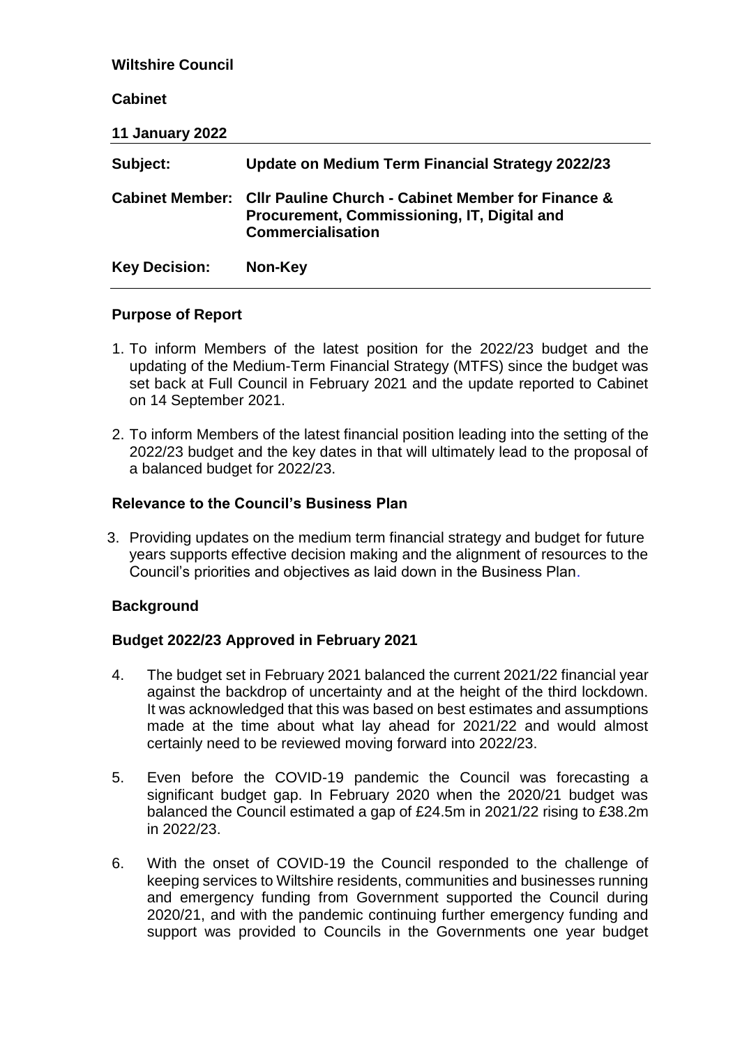**Wiltshire Council**

**Cabinet**

**11 January 2022**

| | |
|---|---|
| **Subject:** | **Update on Medium Term Financial Strategy 2022/23** |
| **Cabinet Member:** | **Cllr Pauline Church - Cabinet Member for Finance & Procurement, Commissioning, IT, Digital and Commercialisation** |
| **Key Decision:** | **Non-Key** |

## Purpose of Report

1. To inform Members of the latest position for the 2022/23 budget and the updating of the Medium-Term Financial Strategy (MTFS) since the budget was set back at Full Council in February 2021 and the update reported to Cabinet on 14 September 2021.

2. To inform Members of the latest financial position leading into the setting of the 2022/23 budget and the key dates in that will ultimately lead to the proposal of a balanced budget for 2022/23.

## Relevance to the Council's Business Plan

3. Providing updates on the medium term financial strategy and budget for future years supports effective decision making and the alignment of resources to the Council's priorities and objectives as laid down in the Business Plan.

## Background

### Budget 2022/23 Approved in February 2021

4. The budget set in February 2021 balanced the current 2021/22 financial year against the backdrop of uncertainty and at the height of the third lockdown. It was acknowledged that this was based on best estimates and assumptions made at the time about what lay ahead for 2021/22 and would almost certainly need to be reviewed moving forward into 2022/23.

5. Even before the COVID-19 pandemic the Council was forecasting a significant budget gap. In February 2020 when the 2020/21 budget was balanced the Council estimated a gap of £24.5m in 2021/22 rising to £38.2m in 2022/23.

6. With the onset of COVID-19 the Council responded to the challenge of keeping services to Wiltshire residents, communities and businesses running and emergency funding from Government supported the Council during 2020/21, and with the pandemic continuing further emergency funding and support was provided to Councils in the Governments one year budget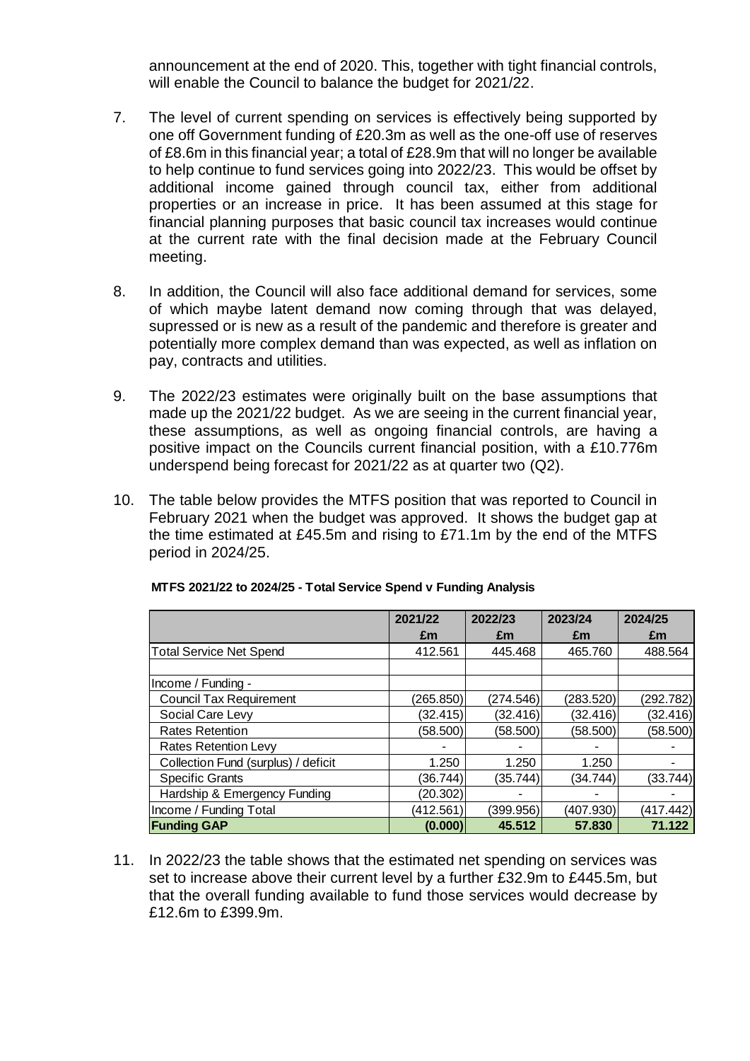announcement at the end of 2020. This, together with tight financial controls, will enable the Council to balance the budget for 2021/22.

7. The level of current spending on services is effectively being supported by one off Government funding of £20.3m as well as the one-off use of reserves of £8.6m in this financial year; a total of £28.9m that will no longer be available to help continue to fund services going into 2022/23. This would be offset by additional income gained through council tax, either from additional properties or an increase in price. It has been assumed at this stage for financial planning purposes that basic council tax increases would continue at the current rate with the final decision made at the February Council meeting.

8. In addition, the Council will also face additional demand for services, some of which maybe latent demand now coming through that was delayed, supressed or is new as a result of the pandemic and therefore is greater and potentially more complex demand than was expected, as well as inflation on pay, contracts and utilities.

9. The 2022/23 estimates were originally built on the base assumptions that made up the 2021/22 budget. As we are seeing in the current financial year, these assumptions, as well as ongoing financial controls, are having a positive impact on the Councils current financial position, with a £10.776m underspend being forecast for 2021/22 as at quarter two (Q2).

10. The table below provides the MTFS position that was reported to Council in February 2021 when the budget was approved. It shows the budget gap at the time estimated at £45.5m and rising to £71.1m by the end of the MTFS period in 2024/25.

**MTFS 2021/22 to 2024/25 - Total Service Spend v Funding Analysis**

| | 2021/22<br>£m | 2022/23<br>£m | 2023/24<br>£m | 2024/25<br>£m |
|---|---|---|---|---|
| Total Service Net Spend | 412.561 | 445.468 | 465.760 | 488.564 |
| | | | | |
| Income / Funding - | | | | |
| Council Tax Requirement | (265.850) | (274.546) | (283.520) | (292.782) |
| Social Care Levy | (32.415) | (32.416) | (32.416) | (32.416) |
| Rates Retention | (58.500) | (58.500) | (58.500) | (58.500) |
| Rates Retention Levy | - | - | - | - |
| Collection Fund (surplus) / deficit | 1.250 | 1.250 | 1.250 | - |
| Specific Grants | (36.744) | (35.744) | (34.744) | (33.744) |
| Hardship & Emergency Funding | (20.302) | - | - | - |
| Income / Funding Total | (412.561) | (399.956) | (407.930) | (417.442) |
| **Funding GAP** | **(0.000)** | **45.512** | **57.830** | **71.122** |

11. In 2022/23 the table shows that the estimated net spending on services was set to increase above their current level by a further £32.9m to £445.5m, but that the overall funding available to fund those services would decrease by £12.6m to £399.9m.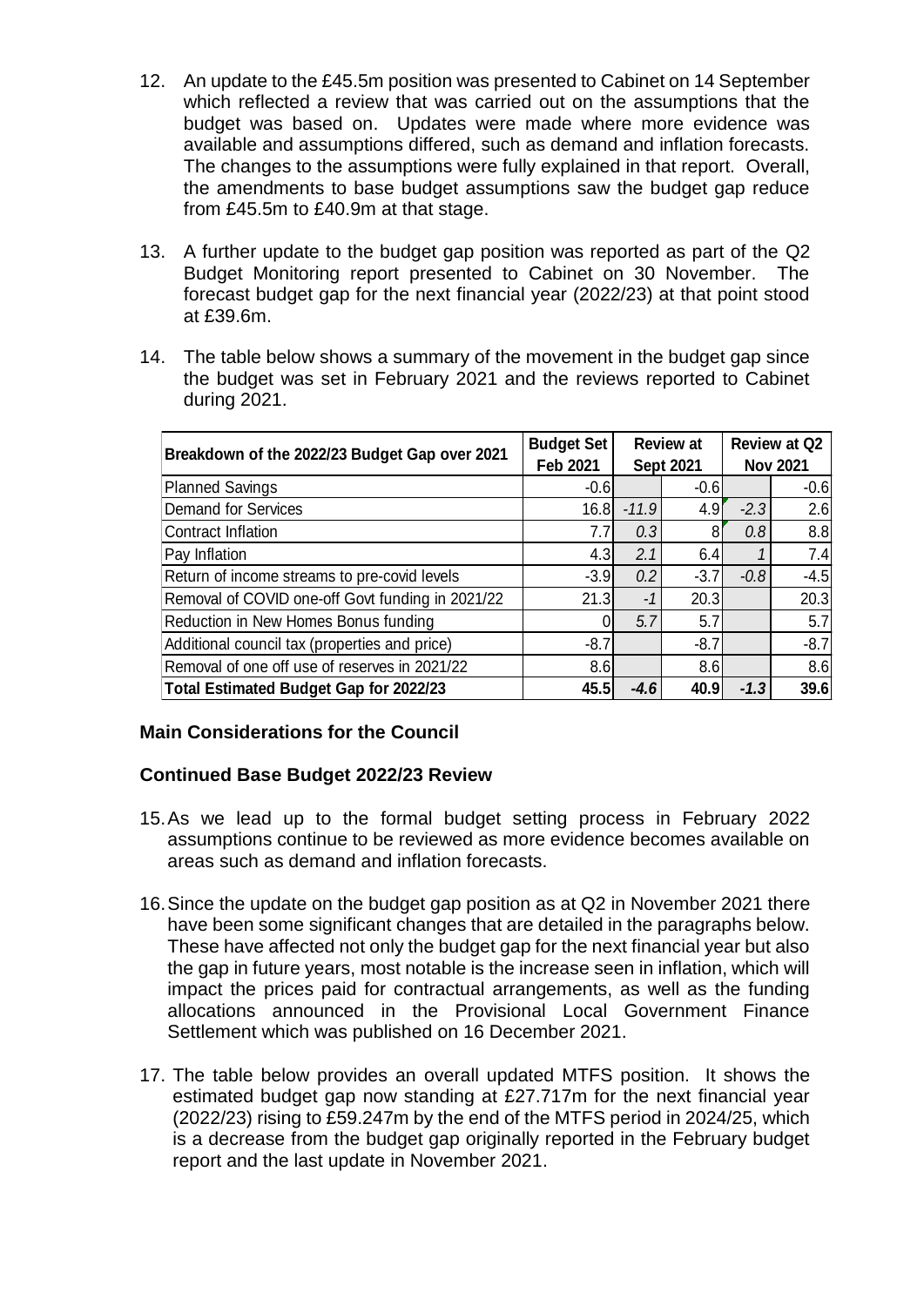12. An update to the £45.5m position was presented to Cabinet on 14 September which reflected a review that was carried out on the assumptions that the budget was based on. Updates were made where more evidence was available and assumptions differed, such as demand and inflation forecasts. The changes to the assumptions were fully explained in that report. Overall, the amendments to base budget assumptions saw the budget gap reduce from £45.5m to £40.9m at that stage.

13. A further update to the budget gap position was reported as part of the Q2 Budget Monitoring report presented to Cabinet on 30 November. The forecast budget gap for the next financial year (2022/23) at that point stood at £39.6m.

14. The table below shows a summary of the movement in the budget gap since the budget was set in February 2021 and the reviews reported to Cabinet during 2021.

| Breakdown of the 2022/23 Budget Gap over 2021 | Budget Set Feb 2021 | Review at Sept 2021 | | Review at Q2 Nov 2021 | |
|---|---|---|---|---|---|
| Planned Savings | -0.6 | | -0.6 | | -0.6 |
| Demand for Services | 16.8 | *-11.9* | 4.9 | *-2.3* | 2.6 |
| Contract Inflation | 7.7 | *0.3* | 8 | *0.8* | 8.8 |
| Pay Inflation | 4.3 | *2.1* | 6.4 | *1* | 7.4 |
| Return of income streams to pre-covid levels | -3.9 | *0.2* | -3.7 | *-0.8* | -4.5 |
| Removal of COVID one-off Govt funding in 2021/22 | 21.3 | *-1* | 20.3 | | 20.3 |
| Reduction in New Homes Bonus funding | 0 | *5.7* | 5.7 | | 5.7 |
| Additional council tax (properties and price) | -8.7 | | -8.7 | | -8.7 |
| Removal of one off use of reserves in 2021/22 | 8.6 | | 8.6 | | 8.6 |
| **Total Estimated Budget Gap for 2022/23** | **45.5** | ***-4.6*** | **40.9** | ***-1.3*** | **39.6** |

### Main Considerations for the Council

### Continued Base Budget 2022/23 Review

15. As we lead up to the formal budget setting process in February 2022 assumptions continue to be reviewed as more evidence becomes available on areas such as demand and inflation forecasts.

16. Since the update on the budget gap position as at Q2 in November 2021 there have been some significant changes that are detailed in the paragraphs below. These have affected not only the budget gap for the next financial year but also the gap in future years, most notable is the increase seen in inflation, which will impact the prices paid for contractual arrangements, as well as the funding allocations announced in the Provisional Local Government Finance Settlement which was published on 16 December 2021.

17. The table below provides an overall updated MTFS position. It shows the estimated budget gap now standing at £27.717m for the next financial year (2022/23) rising to £59.247m by the end of the MTFS period in 2024/25, which is a decrease from the budget gap originally reported in the February budget report and the last update in November 2021.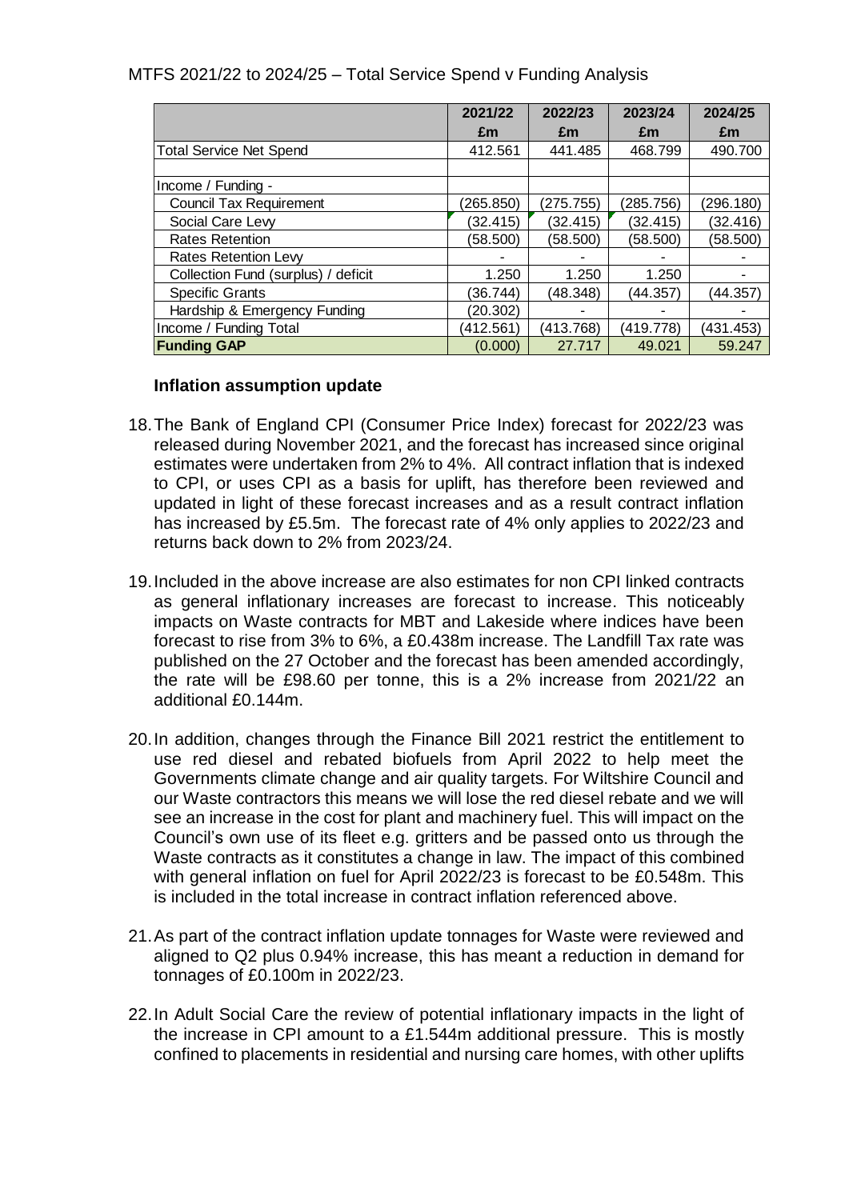MTFS 2021/22 to 2024/25 – Total Service Spend v Funding Analysis

| | 2021/22 £m | 2022/23 £m | 2023/24 £m | 2024/25 £m |
|---|---|---|---|---|
| Total Service Net Spend | 412.561 | 441.485 | 468.799 | 490.700 |
| | | | | |
| Income / Funding - | | | | |
| Council Tax Requirement | (265.850) | (275.755) | (285.756) | (296.180) |
| Social Care Levy | (32.415) | (32.415) | (32.415) | (32.416) |
| Rates Retention | (58.500) | (58.500) | (58.500) | (58.500) |
| Rates Retention Levy | - | - | - | - |
| Collection Fund (surplus) / deficit | 1.250 | 1.250 | 1.250 | - |
| Specific Grants | (36.744) | (48.348) | (44.357) | (44.357) |
| Hardship & Emergency Funding | (20.302) | - | - | - |
| Income / Funding Total | (412.561) | (413.768) | (419.778) | (431.453) |
| **Funding GAP** | (0.000) | 27.717 | 49.021 | 59.247 |

**Inflation assumption update**

18. The Bank of England CPI (Consumer Price Index) forecast for 2022/23 was released during November 2021, and the forecast has increased since original estimates were undertaken from 2% to 4%. All contract inflation that is indexed to CPI, or uses CPI as a basis for uplift, has therefore been reviewed and updated in light of these forecast increases and as a result contract inflation has increased by £5.5m. The forecast rate of 4% only applies to 2022/23 and returns back down to 2% from 2023/24.

19. Included in the above increase are also estimates for non CPI linked contracts as general inflationary increases are forecast to increase. This noticeably impacts on Waste contracts for MBT and Lakeside where indices have been forecast to rise from 3% to 6%, a £0.438m increase. The Landfill Tax rate was published on the 27 October and the forecast has been amended accordingly, the rate will be £98.60 per tonne, this is a 2% increase from 2021/22 an additional £0.144m.

20. In addition, changes through the Finance Bill 2021 restrict the entitlement to use red diesel and rebated biofuels from April 2022 to help meet the Governments climate change and air quality targets. For Wiltshire Council and our Waste contractors this means we will lose the red diesel rebate and we will see an increase in the cost for plant and machinery fuel. This will impact on the Council's own use of its fleet e.g. gritters and be passed onto us through the Waste contracts as it constitutes a change in law. The impact of this combined with general inflation on fuel for April 2022/23 is forecast to be £0.548m. This is included in the total increase in contract inflation referenced above.

21. As part of the contract inflation update tonnages for Waste were reviewed and aligned to Q2 plus 0.94% increase, this has meant a reduction in demand for tonnages of £0.100m in 2022/23.

22. In Adult Social Care the review of potential inflationary impacts in the light of the increase in CPI amount to a £1.544m additional pressure. This is mostly confined to placements in residential and nursing care homes, with other uplifts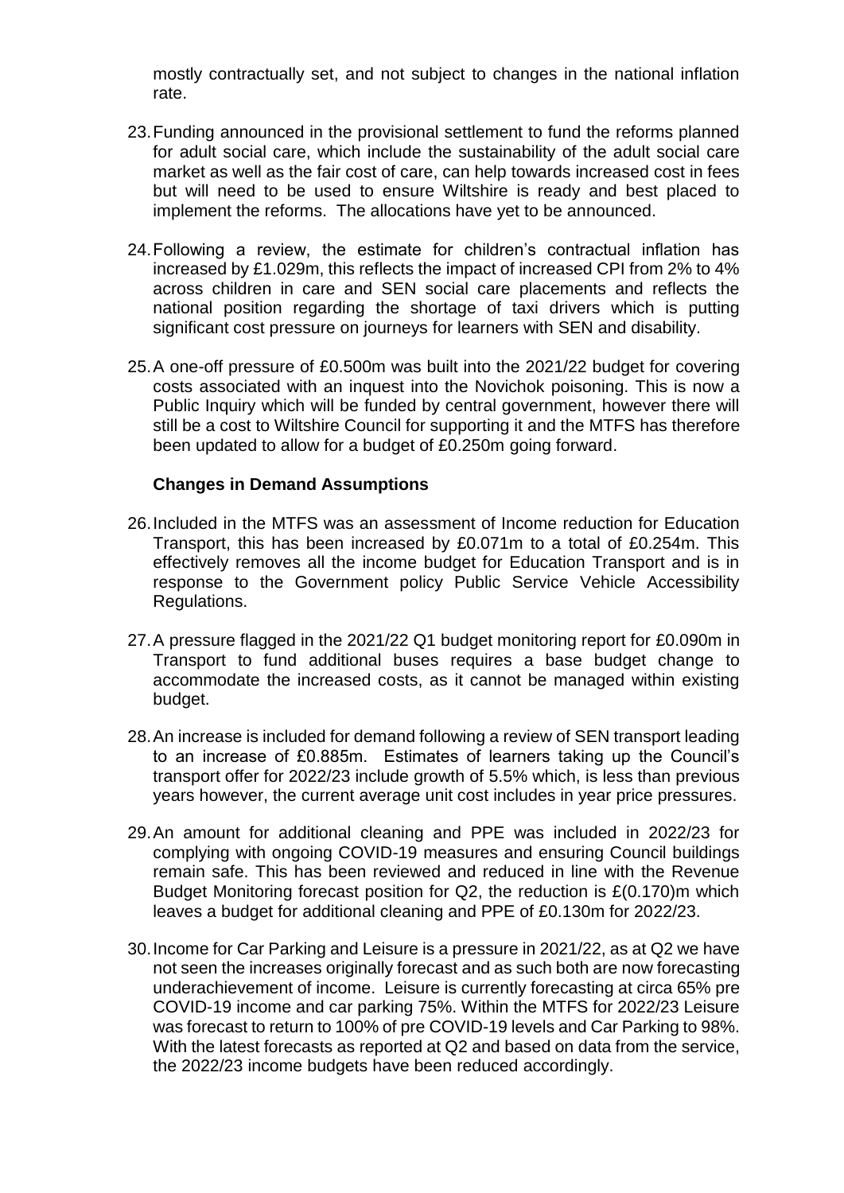mostly contractually set, and not subject to changes in the national inflation rate.

23. Funding announced in the provisional settlement to fund the reforms planned for adult social care, which include the sustainability of the adult social care market as well as the fair cost of care, can help towards increased cost in fees but will need to be used to ensure Wiltshire is ready and best placed to implement the reforms. The allocations have yet to be announced.

24. Following a review, the estimate for children's contractual inflation has increased by £1.029m, this reflects the impact of increased CPI from 2% to 4% across children in care and SEN social care placements and reflects the national position regarding the shortage of taxi drivers which is putting significant cost pressure on journeys for learners with SEN and disability.

25. A one-off pressure of £0.500m was built into the 2021/22 budget for covering costs associated with an inquest into the Novichok poisoning. This is now a Public Inquiry which will be funded by central government, however there will still be a cost to Wiltshire Council for supporting it and the MTFS has therefore been updated to allow for a budget of £0.250m going forward.

**Changes in Demand Assumptions**

26. Included in the MTFS was an assessment of Income reduction for Education Transport, this has been increased by £0.071m to a total of £0.254m. This effectively removes all the income budget for Education Transport and is in response to the Government policy Public Service Vehicle Accessibility Regulations.

27. A pressure flagged in the 2021/22 Q1 budget monitoring report for £0.090m in Transport to fund additional buses requires a base budget change to accommodate the increased costs, as it cannot be managed within existing budget.

28. An increase is included for demand following a review of SEN transport leading to an increase of £0.885m. Estimates of learners taking up the Council's transport offer for 2022/23 include growth of 5.5% which, is less than previous years however, the current average unit cost includes in year price pressures.

29. An amount for additional cleaning and PPE was included in 2022/23 for complying with ongoing COVID-19 measures and ensuring Council buildings remain safe. This has been reviewed and reduced in line with the Revenue Budget Monitoring forecast position for Q2, the reduction is £(0.170)m which leaves a budget for additional cleaning and PPE of £0.130m for 2022/23.

30. Income for Car Parking and Leisure is a pressure in 2021/22, as at Q2 we have not seen the increases originally forecast and as such both are now forecasting underachievement of income. Leisure is currently forecasting at circa 65% pre COVID-19 income and car parking 75%. Within the MTFS for 2022/23 Leisure was forecast to return to 100% of pre COVID-19 levels and Car Parking to 98%. With the latest forecasts as reported at Q2 and based on data from the service, the 2022/23 income budgets have been reduced accordingly.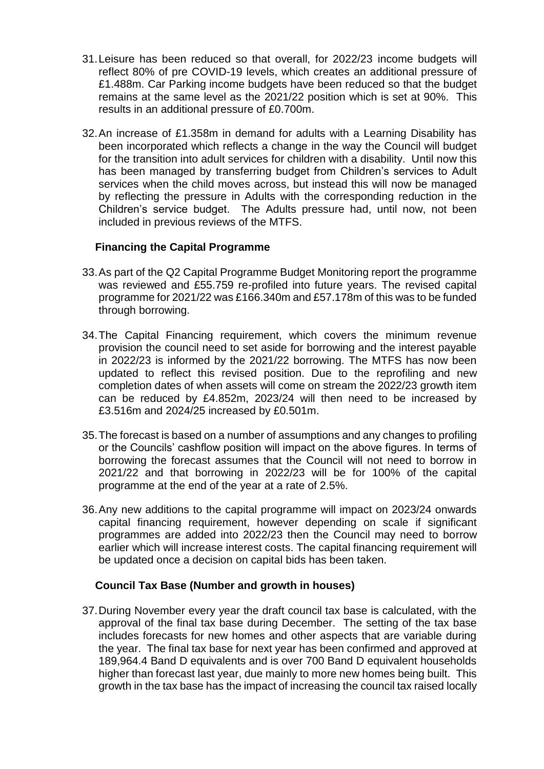31. Leisure has been reduced so that overall, for 2022/23 income budgets will reflect 80% of pre COVID-19 levels, which creates an additional pressure of £1.488m. Car Parking income budgets have been reduced so that the budget remains at the same level as the 2021/22 position which is set at 90%. This results in an additional pressure of £0.700m.

32. An increase of £1.358m in demand for adults with a Learning Disability has been incorporated which reflects a change in the way the Council will budget for the transition into adult services for children with a disability. Until now this has been managed by transferring budget from Children's services to Adult services when the child moves across, but instead this will now be managed by reflecting the pressure in Adults with the corresponding reduction in the Children's service budget. The Adults pressure had, until now, not been included in previous reviews of the MTFS.

### Financing the Capital Programme

33. As part of the Q2 Capital Programme Budget Monitoring report the programme was reviewed and £55.759 re-profiled into future years. The revised capital programme for 2021/22 was £166.340m and £57.178m of this was to be funded through borrowing.

34. The Capital Financing requirement, which covers the minimum revenue provision the council need to set aside for borrowing and the interest payable in 2022/23 is informed by the 2021/22 borrowing. The MTFS has now been updated to reflect this revised position. Due to the reprofiling and new completion dates of when assets will come on stream the 2022/23 growth item can be reduced by £4.852m, 2023/24 will then need to be increased by £3.516m and 2024/25 increased by £0.501m.

35. The forecast is based on a number of assumptions and any changes to profiling or the Councils' cashflow position will impact on the above figures. In terms of borrowing the forecast assumes that the Council will not need to borrow in 2021/22 and that borrowing in 2022/23 will be for 100% of the capital programme at the end of the year at a rate of 2.5%.

36. Any new additions to the capital programme will impact on 2023/24 onwards capital financing requirement, however depending on scale if significant programmes are added into 2022/23 then the Council may need to borrow earlier which will increase interest costs. The capital financing requirement will be updated once a decision on capital bids has been taken.

### Council Tax Base (Number and growth in houses)

37. During November every year the draft council tax base is calculated, with the approval of the final tax base during December. The setting of the tax base includes forecasts for new homes and other aspects that are variable during the year. The final tax base for next year has been confirmed and approved at 189,964.4 Band D equivalents and is over 700 Band D equivalent households higher than forecast last year, due mainly to more new homes being built. This growth in the tax base has the impact of increasing the council tax raised locally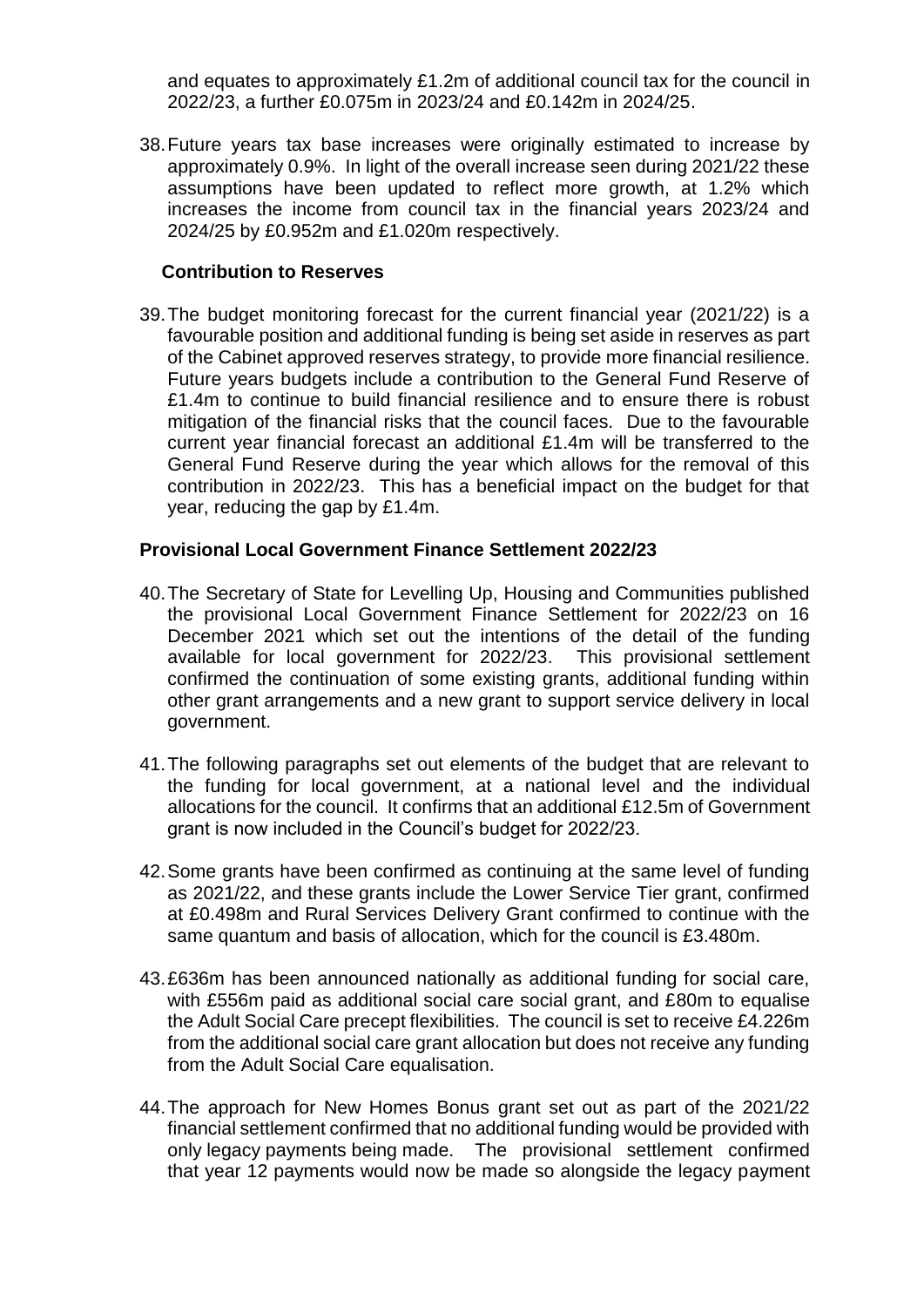and equates to approximately £1.2m of additional council tax for the council in 2022/23, a further £0.075m in 2023/24 and £0.142m in 2024/25.

38. Future years tax base increases were originally estimated to increase by approximately 0.9%. In light of the overall increase seen during 2021/22 these assumptions have been updated to reflect more growth, at 1.2% which increases the income from council tax in the financial years 2023/24 and 2024/25 by £0.952m and £1.020m respectively.

**Contribution to Reserves**

39. The budget monitoring forecast for the current financial year (2021/22) is a favourable position and additional funding is being set aside in reserves as part of the Cabinet approved reserves strategy, to provide more financial resilience. Future years budgets include a contribution to the General Fund Reserve of £1.4m to continue to build financial resilience and to ensure there is robust mitigation of the financial risks that the council faces. Due to the favourable current year financial forecast an additional £1.4m will be transferred to the General Fund Reserve during the year which allows for the removal of this contribution in 2022/23. This has a beneficial impact on the budget for that year, reducing the gap by £1.4m.

## Provisional Local Government Finance Settlement 2022/23

40. The Secretary of State for Levelling Up, Housing and Communities published the provisional Local Government Finance Settlement for 2022/23 on 16 December 2021 which set out the intentions of the detail of the funding available for local government for 2022/23. This provisional settlement confirmed the continuation of some existing grants, additional funding within other grant arrangements and a new grant to support service delivery in local government.

41. The following paragraphs set out elements of the budget that are relevant to the funding for local government, at a national level and the individual allocations for the council. It confirms that an additional £12.5m of Government grant is now included in the Council's budget for 2022/23.

42. Some grants have been confirmed as continuing at the same level of funding as 2021/22, and these grants include the Lower Service Tier grant, confirmed at £0.498m and Rural Services Delivery Grant confirmed to continue with the same quantum and basis of allocation, which for the council is £3.480m.

43. £636m has been announced nationally as additional funding for social care, with £556m paid as additional social care social grant, and £80m to equalise the Adult Social Care precept flexibilities. The council is set to receive £4.226m from the additional social care grant allocation but does not receive any funding from the Adult Social Care equalisation.

44. The approach for New Homes Bonus grant set out as part of the 2021/22 financial settlement confirmed that no additional funding would be provided with only legacy payments being made. The provisional settlement confirmed that year 12 payments would now be made so alongside the legacy payment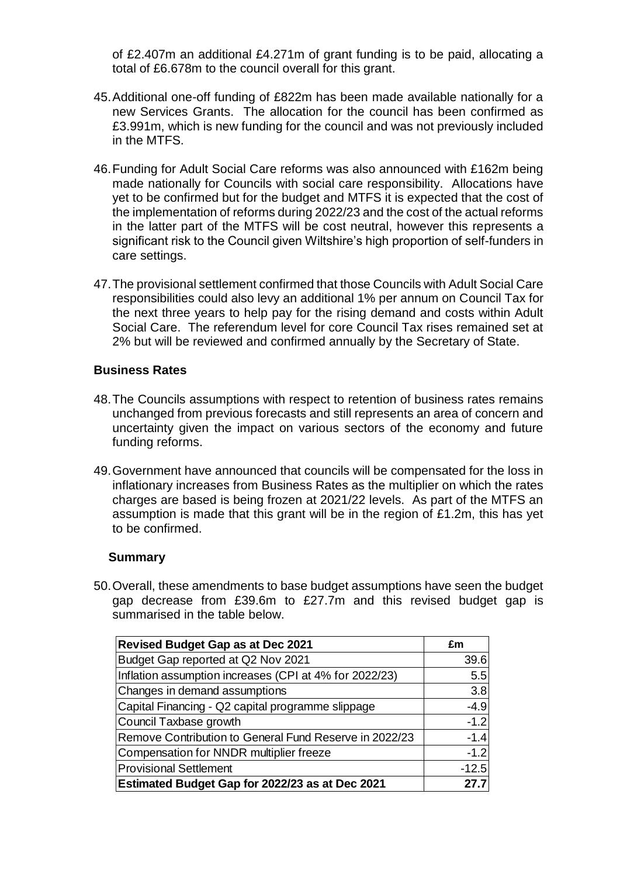of £2.407m an additional £4.271m of grant funding is to be paid, allocating a total of £6.678m to the council overall for this grant.

45. Additional one-off funding of £822m has been made available nationally for a new Services Grants. The allocation for the council has been confirmed as £3.991m, which is new funding for the council and was not previously included in the MTFS.

46. Funding for Adult Social Care reforms was also announced with £162m being made nationally for Councils with social care responsibility. Allocations have yet to be confirmed but for the budget and MTFS it is expected that the cost of the implementation of reforms during 2022/23 and the cost of the actual reforms in the latter part of the MTFS will be cost neutral, however this represents a significant risk to the Council given Wiltshire's high proportion of self-funders in care settings.

47. The provisional settlement confirmed that those Councils with Adult Social Care responsibilities could also levy an additional 1% per annum on Council Tax for the next three years to help pay for the rising demand and costs within Adult Social Care. The referendum level for core Council Tax rises remained set at 2% but will be reviewed and confirmed annually by the Secretary of State.

**Business Rates**

48. The Councils assumptions with respect to retention of business rates remains unchanged from previous forecasts and still represents an area of concern and uncertainty given the impact on various sectors of the economy and future funding reforms.

49. Government have announced that councils will be compensated for the loss in inflationary increases from Business Rates as the multiplier on which the rates charges are based is being frozen at 2021/22 levels. As part of the MTFS an assumption is made that this grant will be in the region of £1.2m, this has yet to be confirmed.

**Summary**

50. Overall, these amendments to base budget assumptions have seen the budget gap decrease from £39.6m to £27.7m and this revised budget gap is summarised in the table below.

| **Revised Budget Gap as at Dec 2021** | **£m** |
|---|---|
| Budget Gap reported at Q2 Nov 2021 | 39.6 |
| Inflation assumption increases (CPI at 4% for 2022/23) | 5.5 |
| Changes in demand assumptions | 3.8 |
| Capital Financing - Q2 capital programme slippage | -4.9 |
| Council Taxbase growth | -1.2 |
| Remove Contribution to General Fund Reserve in 2022/23 | -1.4 |
| Compensation for NNDR multiplier freeze | -1.2 |
| Provisional Settlement | -12.5 |
| **Estimated Budget Gap for 2022/23 as at Dec 2021** | **27.7** |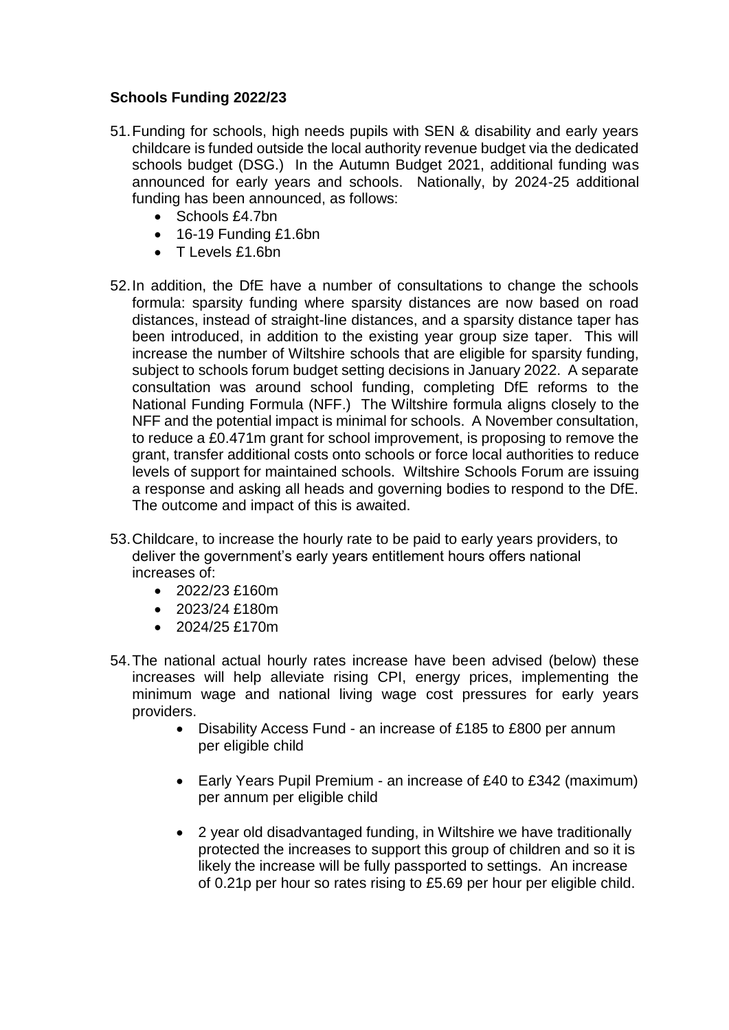**Schools Funding 2022/23**

51. Funding for schools, high needs pupils with SEN & disability and early years childcare is funded outside the local authority revenue budget via the dedicated schools budget (DSG.) In the Autumn Budget 2021, additional funding was announced for early years and schools. Nationally, by 2024-25 additional funding has been announced, as follows:
    - Schools £4.7bn
    - 16-19 Funding £1.6bn
    - T Levels £1.6bn

52. In addition, the DfE have a number of consultations to change the schools formula: sparsity funding where sparsity distances are now based on road distances, instead of straight-line distances, and a sparsity distance taper has been introduced, in addition to the existing year group size taper. This will increase the number of Wiltshire schools that are eligible for sparsity funding, subject to schools forum budget setting decisions in January 2022. A separate consultation was around school funding, completing DfE reforms to the National Funding Formula (NFF.) The Wiltshire formula aligns closely to the NFF and the potential impact is minimal for schools. A November consultation, to reduce a £0.471m grant for school improvement, is proposing to remove the grant, transfer additional costs onto schools or force local authorities to reduce levels of support for maintained schools. Wiltshire Schools Forum are issuing a response and asking all heads and governing bodies to respond to the DfE. The outcome and impact of this is awaited.

53. Childcare, to increase the hourly rate to be paid to early years providers, to deliver the government's early years entitlement hours offers national increases of:
    - 2022/23 £160m
    - 2023/24 £180m
    - 2024/25 £170m

54. The national actual hourly rates increase have been advised (below) these increases will help alleviate rising CPI, energy prices, implementing the minimum wage and national living wage cost pressures for early years providers.
    - Disability Access Fund - an increase of £185 to £800 per annum per eligible child
    - Early Years Pupil Premium - an increase of £40 to £342 (maximum) per annum per eligible child
    - 2 year old disadvantaged funding, in Wiltshire we have traditionally protected the increases to support this group of children and so it is likely the increase will be fully passported to settings. An increase of 0.21p per hour so rates rising to £5.69 per hour per eligible child.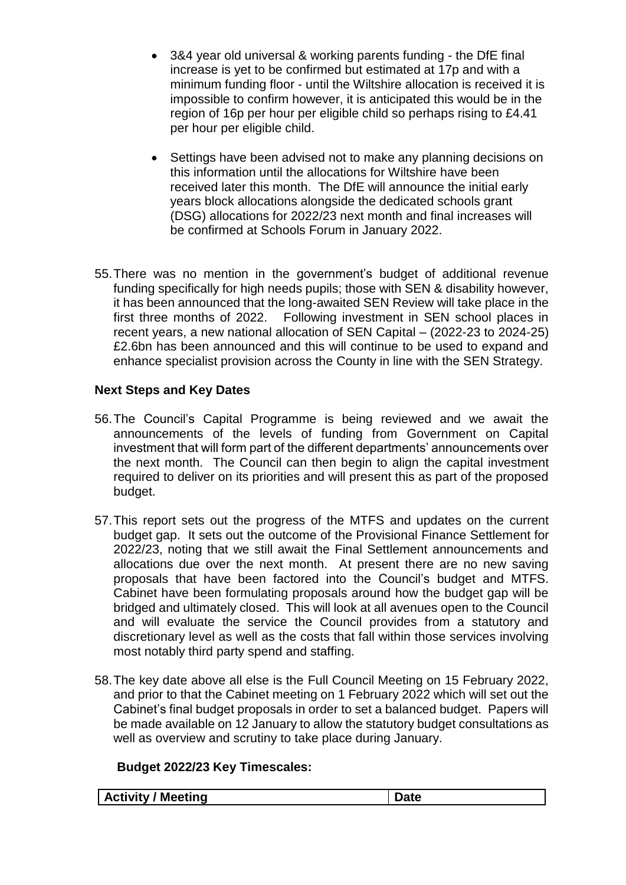- 3&4 year old universal & working parents funding - the DfE final increase is yet to be confirmed but estimated at 17p and with a minimum funding floor - until the Wiltshire allocation is received it is impossible to confirm however, it is anticipated this would be in the region of 16p per hour per eligible child so perhaps rising to £4.41 per hour per eligible child.

- Settings have been advised not to make any planning decisions on this information until the allocations for Wiltshire have been received later this month. The DfE will announce the initial early years block allocations alongside the dedicated schools grant (DSG) allocations for 2022/23 next month and final increases will be confirmed at Schools Forum in January 2022.

55. There was no mention in the government's budget of additional revenue funding specifically for high needs pupils; those with SEN & disability however, it has been announced that the long-awaited SEN Review will take place in the first three months of 2022. Following investment in SEN school places in recent years, a new national allocation of SEN Capital – (2022-23 to 2024-25) £2.6bn has been announced and this will continue to be used to expand and enhance specialist provision across the County in line with the SEN Strategy.

**Next Steps and Key Dates**

56. The Council's Capital Programme is being reviewed and we await the announcements of the levels of funding from Government on Capital investment that will form part of the different departments' announcements over the next month. The Council can then begin to align the capital investment required to deliver on its priorities and will present this as part of the proposed budget.

57. This report sets out the progress of the MTFS and updates on the current budget gap. It sets out the outcome of the Provisional Finance Settlement for 2022/23, noting that we still await the Final Settlement announcements and allocations due over the next month. At present there are no new saving proposals that have been factored into the Council's budget and MTFS. Cabinet have been formulating proposals around how the budget gap will be bridged and ultimately closed. This will look at all avenues open to the Council and will evaluate the service the Council provides from a statutory and discretionary level as well as the costs that fall within those services involving most notably third party spend and staffing.

58. The key date above all else is the Full Council Meeting on 15 February 2022, and prior to that the Cabinet meeting on 1 February 2022 which will set out the Cabinet's final budget proposals in order to set a balanced budget. Papers will be made available on 12 January to allow the statutory budget consultations as well as overview and scrutiny to take place during January.

**Budget 2022/23 Key Timescales:**

| Activity / Meeting | Date |
|---|---|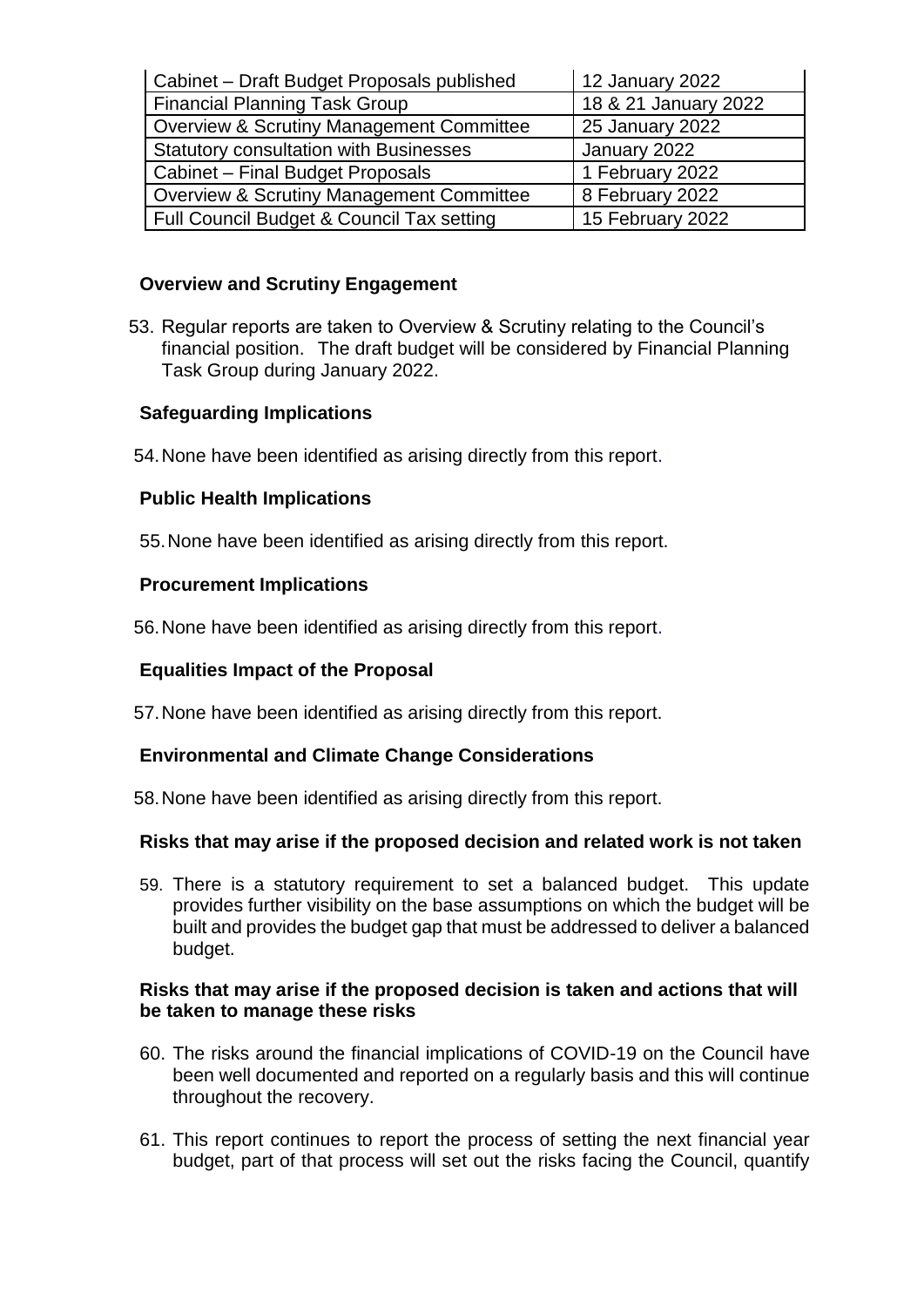| Cabinet – Draft Budget Proposals published | 12 January 2022 |
|---|---|
| Financial Planning Task Group | 18 & 21 January 2022 |
| Overview & Scrutiny Management Committee | 25 January 2022 |
| Statutory consultation with Businesses | January 2022 |
| Cabinet – Final Budget Proposals | 1 February 2022 |
| Overview & Scrutiny Management Committee | 8 February 2022 |
| Full Council Budget & Council Tax setting | 15 February 2022 |

### Overview and Scrutiny Engagement

53. Regular reports are taken to Overview & Scrutiny relating to the Council's financial position. The draft budget will be considered by Financial Planning Task Group during January 2022.

### Safeguarding Implications

54. None have been identified as arising directly from this report.

### Public Health Implications

55. None have been identified as arising directly from this report.

### Procurement Implications

56. None have been identified as arising directly from this report.

### Equalities Impact of the Proposal

57. None have been identified as arising directly from this report.

### Environmental and Climate Change Considerations

58. None have been identified as arising directly from this report.

### Risks that may arise if the proposed decision and related work is not taken

59. There is a statutory requirement to set a balanced budget. This update provides further visibility on the base assumptions on which the budget will be built and provides the budget gap that must be addressed to deliver a balanced budget.

### Risks that may arise if the proposed decision is taken and actions that will be taken to manage these risks

60. The risks around the financial implications of COVID-19 on the Council have been well documented and reported on a regularly basis and this will continue throughout the recovery.

61. This report continues to report the process of setting the next financial year budget, part of that process will set out the risks facing the Council, quantify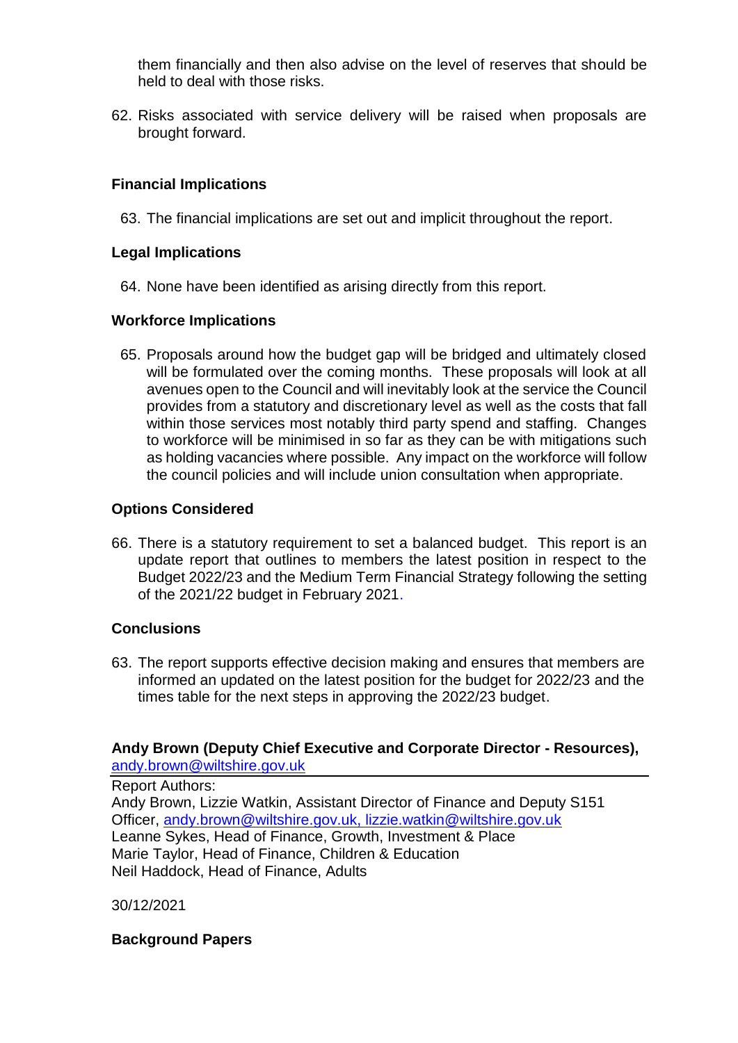them financially and then also advise on the level of reserves that should be held to deal with those risks.

62. Risks associated with service delivery will be raised when proposals are brought forward.

**Financial Implications**

63. The financial implications are set out and implicit throughout the report.

**Legal Implications**

64. None have been identified as arising directly from this report.

**Workforce Implications**

65. Proposals around how the budget gap will be bridged and ultimately closed will be formulated over the coming months. These proposals will look at all avenues open to the Council and will inevitably look at the service the Council provides from a statutory and discretionary level as well as the costs that fall within those services most notably third party spend and staffing. Changes to workforce will be minimised in so far as they can be with mitigations such as holding vacancies where possible. Any impact on the workforce will follow the council policies and will include union consultation when appropriate.

**Options Considered**

66. There is a statutory requirement to set a balanced budget. This report is an update report that outlines to members the latest position in respect to the Budget 2022/23 and the Medium Term Financial Strategy following the setting of the 2021/22 budget in February 2021.

**Conclusions**

63. The report supports effective decision making and ensures that members are informed an updated on the latest position for the budget for 2022/23 and the times table for the next steps in approving the 2022/23 budget.

**Andy Brown (Deputy Chief Executive and Corporate Director - Resources),** andy.brown@wiltshire.gov.uk

Report Authors:
Andy Brown, Lizzie Watkin, Assistant Director of Finance and Deputy S151 Officer, andy.brown@wiltshire.gov.uk, lizzie.watkin@wiltshire.gov.uk
Leanne Sykes, Head of Finance, Growth, Investment & Place
Marie Taylor, Head of Finance, Children & Education
Neil Haddock, Head of Finance, Adults

30/12/2021

**Background Papers**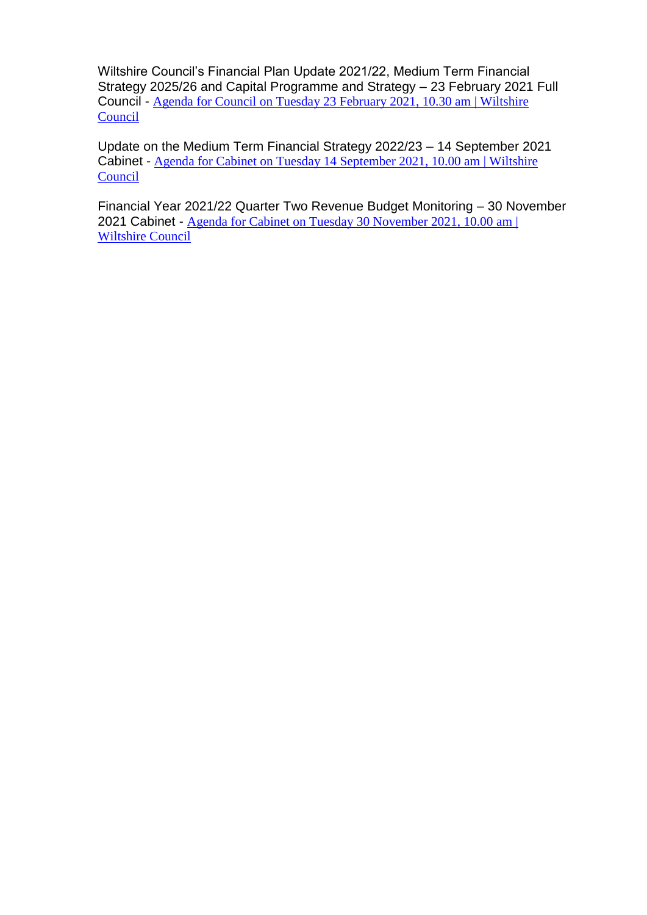Wiltshire Council's Financial Plan Update 2021/22, Medium Term Financial Strategy 2025/26 and Capital Programme and Strategy – 23 February 2021 Full Council - Agenda for Council on Tuesday 23 February 2021, 10.30 am | Wiltshire Council

Update on the Medium Term Financial Strategy 2022/23 – 14 September 2021 Cabinet - Agenda for Cabinet on Tuesday 14 September 2021, 10.00 am | Wiltshire Council

Financial Year 2021/22 Quarter Two Revenue Budget Monitoring – 30 November 2021 Cabinet - Agenda for Cabinet on Tuesday 30 November 2021, 10.00 am | Wiltshire Council